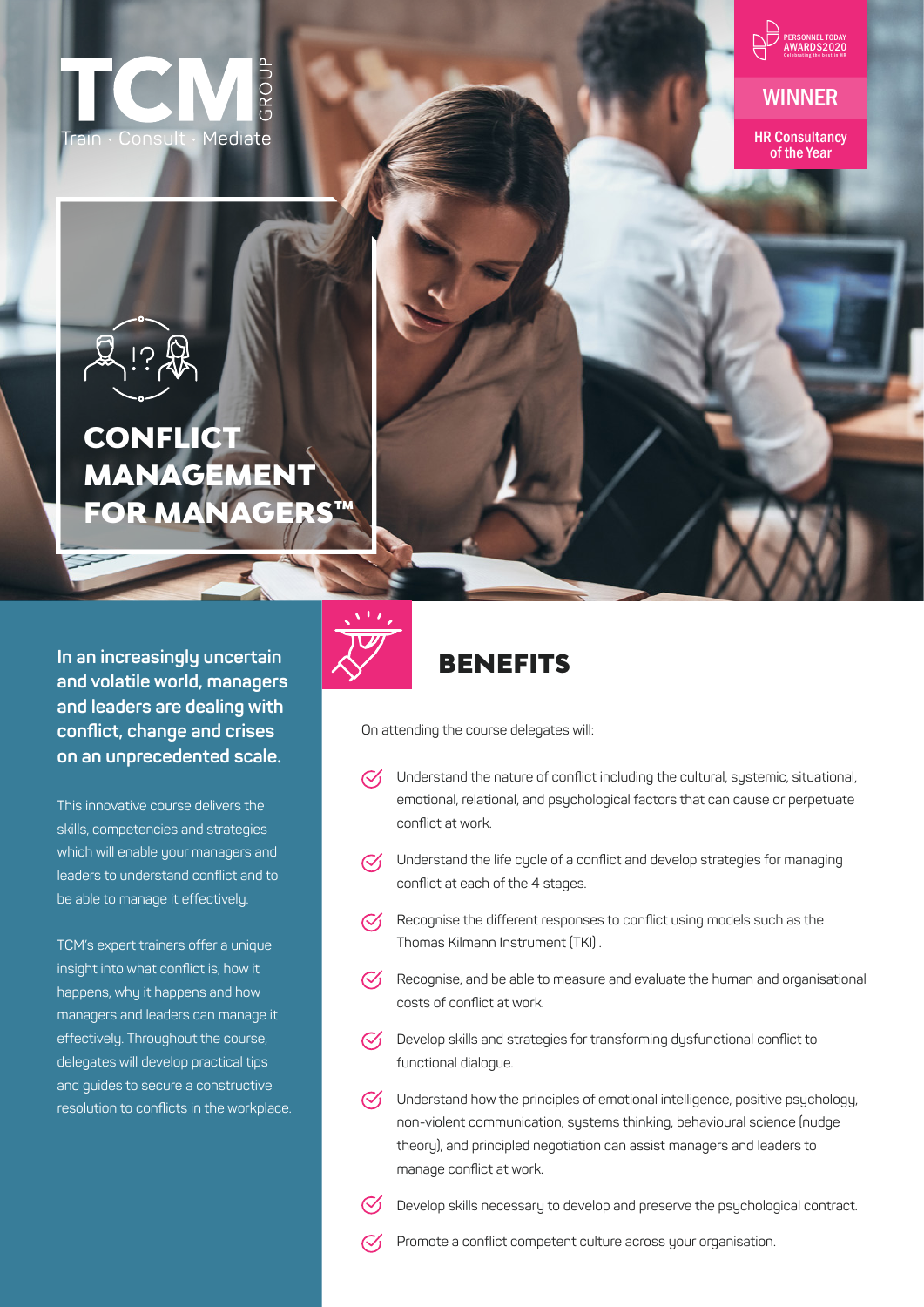TCM GROUP
Train · Consult · Mediate

PERSONNEL TODAY AWARDS2020
Celebrating the best in HR

**WINNER**

**HR Consultancy of the Year**

# CONFLICT MANAGEMENT FOR MANAGERS™

**In an increasingly uncertain and volatile world, managers and leaders are dealing with conflict, change and crises on an unprecedented scale.**

This innovative course delivers the skills, competencies and strategies which will enable your managers and leaders to understand conflict and to be able to manage it effectively.

TCM's expert trainers offer a unique insight into what conflict is, how it happens, why it happens and how managers and leaders can manage it effectively. Throughout the course, delegates will develop practical tips and guides to secure a constructive resolution to conflicts in the workplace.

## BENEFITS

On attending the course delegates will:

- Understand the nature of conflict including the cultural, systemic, situational, emotional, relational, and psychological factors that can cause or perpetuate conflict at work.
- Understand the life cycle of a conflict and develop strategies for managing conflict at each of the 4 stages.
- Recognise the different responses to conflict using models such as the Thomas Kilmann Instrument (TKI) .
- Recognise, and be able to measure and evaluate the human and organisational costs of conflict at work.
- Develop skills and strategies for transforming dysfunctional conflict to functional dialogue.
- Understand how the principles of emotional intelligence, positive psychology, non-violent communication, systems thinking, behavioural science (nudge theory), and principled negotiation can assist managers and leaders to manage conflict at work.
- Develop skills necessary to develop and preserve the psychological contract.
- Promote a conflict competent culture across your organisation.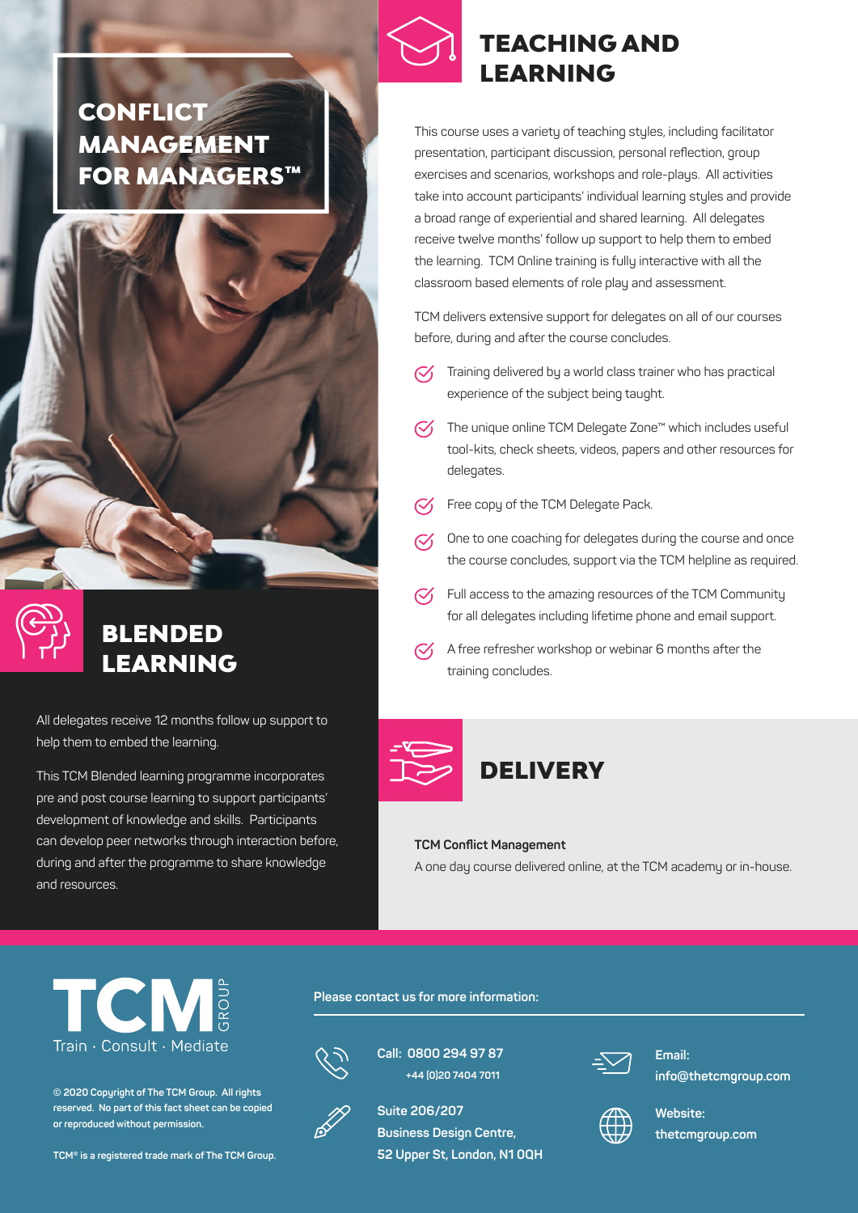# CONFLICT MANAGEMENT FOR MANAGERS™

## BLENDED LEARNING

All delegates receive 12 months follow up support to help them to embed the learning.

This TCM Blended learning programme incorporates pre and post course learning to support participants' development of knowledge and skills. Participants can develop peer networks through interaction before, during and after the programme to share knowledge and resources.

## TEACHING AND LEARNING

This course uses a variety of teaching styles, including facilitator presentation, participant discussion, personal reflection, group exercises and scenarios, workshops and role-plays. All activities take into account participants' individual learning styles and provide a broad range of experiential and shared learning. All delegates receive twelve months' follow up support to help them to embed the learning. TCM Online training is fully interactive with all the classroom based elements of role play and assessment.

TCM delivers extensive support for delegates on all of our courses before, during and after the course concludes.

- Training delivered by a world class trainer who has practical experience of the subject being taught.
- The unique online TCM Delegate Zone™ which includes useful tool-kits, check sheets, videos, papers and other resources for delegates.
- Free copy of the TCM Delegate Pack.
- One to one coaching for delegates during the course and once the course concludes, support via the TCM helpline as required.
- Full access to the amazing resources of the TCM Community for all delegates including lifetime phone and email support.
- A free refresher workshop or webinar 6 months after the training concludes.

## DELIVERY

**TCM Conflict Management**
A one day course delivered online, at the TCM academy or in-house.

TCM GROUP
Train · Consult · Mediate

**© 2020 Copyright of The TCM Group. All rights reserved. No part of this fact sheet can be copied or reproduced without permission.**

**TCM® is a registered trade mark of The TCM Group.**

**Please contact us for more information:**

**Call: 0800 294 97 87**
**+44 (0)20 7404 7011**

**Email:**
**info@thetcmgroup.com**

**Suite 206/207**
**Business Design Centre,**
**52 Upper St, London, N1 0QH**

**Website:**
**thetcmgroup.com**